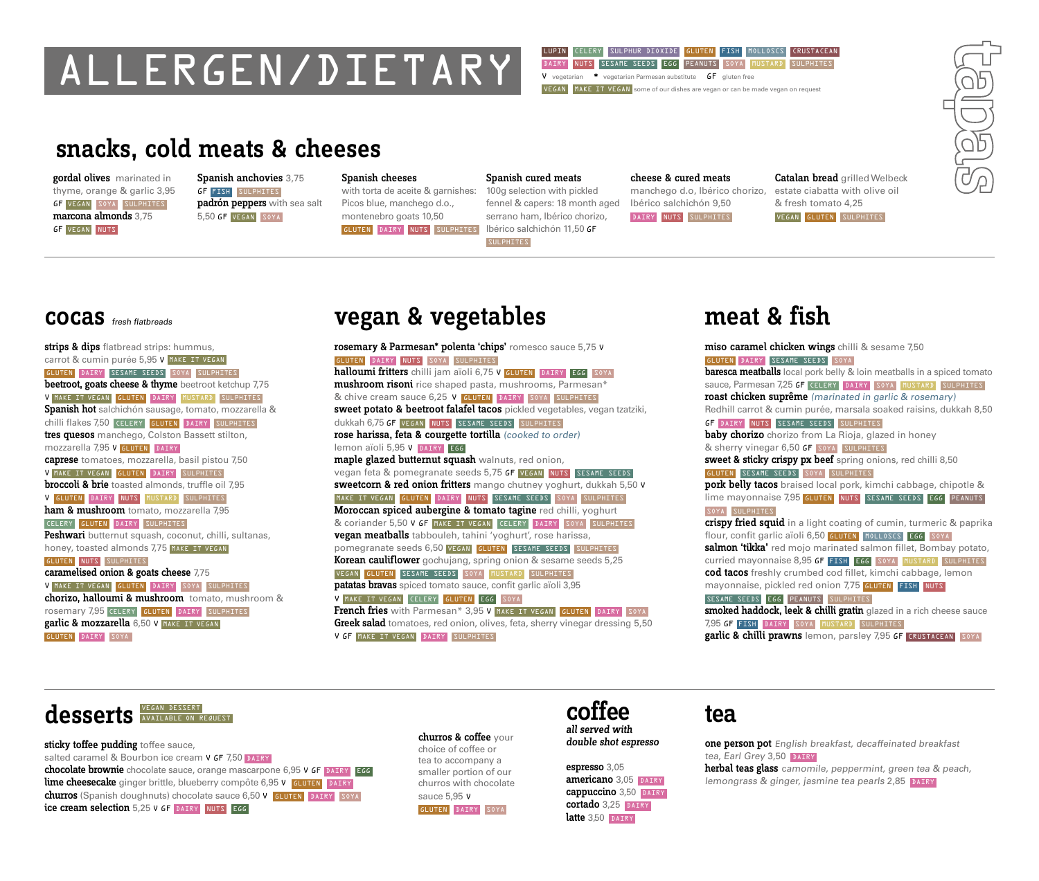# ALLERGEN/DIETARY

LUPIN CELERY SULPHUR DIOXIDE GLUTEN FISH MOLLOSCS CRUSTACEAN
DAIRY NUTS SESAME SEEDS EGG PEANUTS SOYA MUSTARD SULPHITES
V vegetarian * vegetarian Parmesan substitute GF gluten free
VEGAN MAKE IT VEGAN some of our dishes are vegan or can be made vegan on request

tapas

## snacks, cold meats & cheeses

**gordal olives** marinated in thyme, orange & garlic 3,95
GF VEGAN SOYA SULPHITES

**marcona almonds** 3,75
GF VEGAN NUTS

**Spanish anchovies** 3,75
GF FISH SULPHITES

**padrón peppers** with sea salt 5,50 GF VEGAN SOYA

**Spanish cheeses** with torta de aceite & garnishes: Picos blue, manchego d.o., montenebro goats 10,50
GLUTEN DAIRY NUTS SULPHITES

**Spanish cured meats** 100g selection with pickled fennel & capers: 18 month aged serrano ham, Ibérico chorizo, Ibérico salchichón 11,50 GF
SULPHITES

**cheese & cured meats** manchego d.o, Ibérico chorizo, Ibérico salchichón 9,50
DAIRY NUTS SULPHITES

**Catalan bread** grilled Welbeck estate ciabatta with olive oil & fresh tomato 4,25
VEGAN GLUTEN SULPHITES

## cocas *fresh flatbreads*

**strips & dips** flatbread strips: hummus, carrot & cumin purée 5,95 V MAKE IT VEGAN
GLUTEN DAIRY SESAME SEEDS SOYA SULPHITES

**beetroot, goats cheese & thyme** beetroot ketchup 7,75
V MAKE IT VEGAN GLUTEN DAIRY MUSTARD SULPHITES

**Spanish hot** salchichón sausage, tomato, mozzarella & chilli flakes 7,50 CELERY GLUTEN DAIRY SULPHITES

**tres quesos** manchego, Colston Bassett stilton, mozzarella 7,95 V GLUTEN DAIRY

**caprese** tomatoes, mozzarella, basil pistou 7,50
V MAKE IT VEGAN GLUTEN DAIRY SULPHITES

**broccoli & brie** toasted almonds, truffle oil 7,95
V GLUTEN DAIRY NUTS MUSTARD SULPHITES

**ham & mushroom** tomato, mozzarella 7,95
CELERY GLUTEN DAIRY SULPHITES

**Peshwari** butternut squash, coconut, chilli, sultanas, honey, toasted almonds 7,75 MAKE IT VEGAN
GLUTEN NUTS SULPHITES

**caramelised onion & goats cheese** 7,75
V MAKE IT VEGAN GLUTEN DAIRY SOYA SULPHITES

**chorizo, halloumi & mushroom** tomato, mushroom & rosemary 7,95 CELERY GLUTEN DAIRY SULPHITES

**garlic & mozzarella** 6,50 V MAKE IT VEGAN
GLUTEN DAIRY SOYA

## vegan & vegetables

**rosemary & Parmesan* polenta 'chips'** romesco sauce 5,75 V
GLUTEN DAIRY NUTS SOYA SULPHITES

**halloumi fritters** chilli jam aïoli 6,75 V GLUTEN DAIRY EGG SOYA

**mushroom risoni** rice shaped pasta, mushrooms, Parmesan* & chive cream sauce 6,25 V GLUTEN DAIRY SOYA SULPHITES

**sweet potato & beetroot falafel tacos** pickled vegetables, vegan tzatziki, dukkah 6,75 GF VEGAN NUTS SESAME SEEDS SULPHITES

**rose harissa, feta & courgette tortilla** *(cooked to order)* lemon aïoli 5,95 V DAIRY EGG

**maple glazed butternut squash** walnuts, red onion, vegan feta & pomegranate seeds 5,75 GF VEGAN NUTS SESAME SEEDS

**sweetcorn & red onion fritters** mango chutney yoghurt, dukkah 5,50 V
MAKE IT VEGAN GLUTEN DAIRY NUTS SESAME SEEDS SOYA SULPHITES

**Moroccan spiced aubergine & tomato tagine** red chilli, yoghurt & coriander 5,50 V GF MAKE IT VEGAN CELERY DAIRY SOYA SULPHITES

**vegan meatballs** tabbouleh, tahini 'yoghurt', rose harissa, pomegranate seeds 6,50 VEGAN GLUTEN SESAME SEEDS SULPHITES

**Korean cauliflower** gochujang, spring onion & sesame seeds 5,25
VEGAN GLUTEN SESAME SEEDS SOYA MUSTARD SULPHITES

**patatas bravas** spiced tomato sauce, crispy garlic aïoli 3,95
V MAKE IT VEGAN CELERY GLUTEN EGG SOYA

**French fries** with Parmesan* 3,95 V MAKE IT VEGAN GLUTEN DAIRY SOYA

**Greek salad** tomatoes, red onion, olives, feta, sherry vinegar dressing 5,50
V GF MAKE IT VEGAN DAIRY SULPHITES

## meat & fish

**miso caramel chicken wings** chilli & sesame 7,50
GLUTEN DAIRY SESAME SEEDS SOYA

**baresca meatballs** local pork belly & loin meatballs in a spiced tomato sauce, Parmesan 7,25 GF CELERY DAIRY SOYA MUSTARD SULPHITES

**roast chicken suprême** *(marinated in garlic & rosemary)* Redhill carrot & cumin purée, marsala soaked raisins, dukkah 8,50
GF DAIRY NUTS SESAME SEEDS SULPHITES

**baby chorizo** chorizo from La Rioja, glazed in honey & sherry vinegar 6,50 GF SOYA SULPHITES

**sweet & sticky crispy px beef** spring onions, red chilli 8,50
GLUTEN SESAME SEEDS SOYA SULPHITES

**pork belly tacos** braised local pork, kimchi cabbage, chipotle & lime mayonnaise 7,95 GLUTEN NUTS SESAME SEEDS EGG PEANUTS
SOYA SULPHITES

**crispy fried squid** in a light coating of cumin, turmeric & paprika flour, confit garlic aïoli 6,50 GLUTEN MOLLOSCS EGG SOYA

**salmon 'tikka'** red mojo marinated salmon fillet, Bombay potato, curried mayonnaise 8,95 GF FISH EGG SOYA MUSTARD SULPHITES

**cod tacos** freshly crumbed cod fillet, kimchi cabbage, lemon mayonnaise, pickled red onion 7,75 GLUTEN FISH NUTS
SESAME SEEDS EGG PEANUTS SULPHITES

**smoked haddock, leek & chilli gratin** glazed in a rich cheese sauce 7,95 GF FISH DAIRY SOYA MUSTARD SULPHITES

**garlic & chilli prawns** lemon, parsley 7,95 GF CRUSTACEAN SOYA

## desserts

VEGAN DESSERT AVAILABLE ON REQUEST

**sticky toffee pudding** toffee sauce, salted caramel & Bourbon ice cream V GF 7,50 DAIRY

**chocolate brownie** chocolate sauce, orange mascarpone 6,95 V GF DAIRY EGG

**lime cheesecake** ginger brittle, blueberry compôte 6,95 V GLUTEN DAIRY

**churros** (Spanish doughnuts) chocolate sauce 6,50 V GLUTEN DAIRY SOYA

**ice cream selection** 5,25 V GF DAIRY NUTS EGG

**churros & coffee** your choice of coffee or tea to accompany a smaller portion of our churros with chocolate sauce 5,95 V
GLUTEN DAIRY SOYA

## coffee

***all served with double shot espresso***

**espresso** 3,05

**americano** 3,05 DAIRY

**cappuccino** 3,50 DAIRY

**cortado** 3,25 DAIRY

**latte** 3,50 DAIRY

## tea

**one person pot** *English breakfast, decaffeinated breakfast tea, Earl Grey* 3,50 DAIRY

**herbal teas glass** *camomile, peppermint, green tea & peach, lemongrass & ginger, jasmine tea pearls* 2,85 DAIRY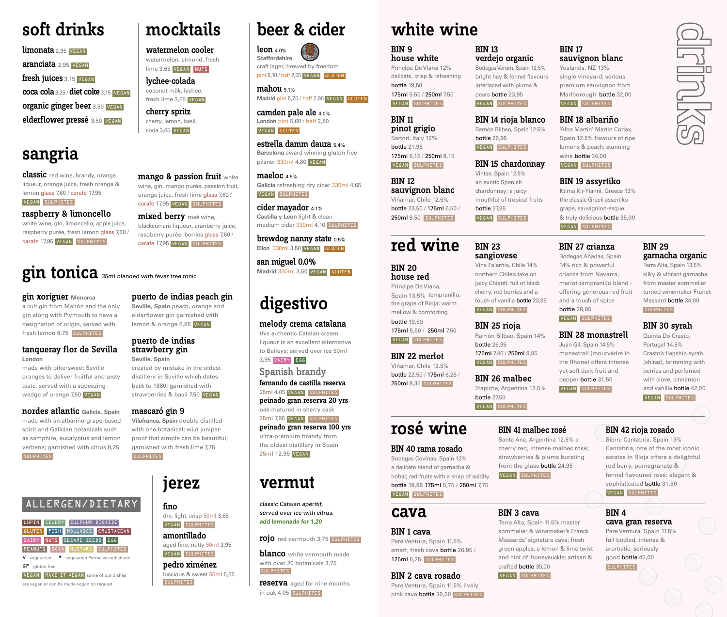# drinks

## soft drinks

**limonata** 2,95 VEGAN

**aranciata** 2,95 VEGAN

**fresh juices** 3,15 VEGAN

**coca cola** 3,25 / **diet coke** 3,15 VEGAN

**organic ginger beer** 3,50 VEGAN

**elderflower pressé** 3,50 VEGAN

## mocktails

**watermelon cooler**
watermelon, almond, fresh lime 3,65 VEGAN NUTS

**lychee-colada**
coconut milk, lychee, fresh lime 3,65 VEGAN

**cherry spritz**
cherry, lemon, basil, soda 3,65 VEGAN

## sangria

**classic** red wine, brandy, orange liqueur, orange juice, fresh orange & lemon glass 7,60 / carafe 17,95
VEGAN SULPHITES

**raspberry & limoncello**
white wine, gin, limoncello, apple juice, raspberry purée, fresh lemon glass 7,60 / carafe 17,95 VEGAN SULPHITES

**mango & passion fruit** white wine, gin, mango purée, passion fruit, orange juice, fresh lime glass 7,60 / carafe 17,95 VEGAN SULPHITES

**mixed berry** rosé wine, blackcurrant liqueur, cranberry juice, raspberry purée, berries glass 7,60 / carafe 17,95 VEGAN SULPHITES

## beer & cider

**leon** 4.0%
**Staffordshire**
craft lager, brewed by freedom
pint 5,10 / half 2,55 VEGAN GLUTEN

**mahou** 5.1%
**Madrid** pint 5,75 / half 2,90 VEGAN GLUTEN

**camden pale ale** 4.0%
**London** pint 5,60 / half 2,80
VEGAN GLUTEN

**estrella damm daura** 5.4%
**Barcelona** award winning gluten free pilsner 330ml 4,80 VEGAN

**maeloc** 4.5%
**Galicia** refreshing dry cider 330ml 4,65
VEGAN SULPHITES

**cider mayador** 4.1%
**Castilla y Leon** light & clean medium cider 330ml 4,10 SULPHITES

**brewdog nanny state** 0.5%
**Ellon** 330ml 3,50 VEGAN GLUTEN

**san miguel 0.0%**
**Madrid** 330ml 3,50 VEGAN GLUTEN

## gin tonica

*35ml blended with fever tree tonic*

**gin xoriguer** Menorca
a cult gin from Mahón and the only gin along with Plymouth to have a designation of origin, served with fresh lemon 6,75 SULPHITES

**tanqueray flor de Sevilla**
**London**
made with bittersweet Seville oranges to deliver fruitful and zesty taste; served with a squeezing wedge of orange 7,50 VEGAN

**nordes atlantic** **Galicia, Spain**
made with an albariño-grape-based spirit and Galician botanicals such as samphire, eucalyptus and lemon verbena; garnished with citrus 8,25
SULPHITES

**puerto de indias peach gin**
**Seville, Spain** peach, orange and elderflower gin garnished with lemon & orange 6,95 VEGAN

**puerto de indias strawberry gin**
**Seville, Spain**
created by mistake in the oldest distillery in Seville which dates back to 1880; garnished with strawberries & basil 7,50 VEGAN

**mascaró gin 9**
**Vilafranca, Spain** double distilled with one botanical: wild juniper-proof that simple can be beautiful; garnished with fresh lime 7,75
SULPHITES

## digestivo

**melody crema catalana**
this authentic Catalan cream liqueur is an excellent alternative to Baileys; served over ice 50ml 3,95 DAIRY EGG

### Spanish brandy

**fernando de castilla reserva**
25ml 4,05 VEGAN SULPHITES

**peinado gran reserva 20 yrs**
oak-matured in sherry cask
25ml 7,95 VEGAN SULPHITES

**peinado gran reserva 100 yrs**
ultra-premium brandy from the oldest distillery in Spain
25ml 12,95 VEGAN

## jerez

**fino**
dry, light, crisp 50ml 3,65
VEGAN SULPHITES

**amontillado**
aged fino, nutty 50ml 3,95
VEGAN SULPHITES

**pedro ximénez**
luscious & sweet 50ml 5,65
SULPHITES

## vermut

*classic Catalan apéritif, served over ice with citrus.*
*add lemonade for 1,20*

**rojo** red vermouth 3,75 SULPHITES

**blanco** white vermouth made with over 20 botanicals 3,75 SULPHITES

**reserva** aged for nine months in oak 4,05 SULPHITES

## ALLERGEN/DIETARY

LUPIN, CELERY, SULPHUR DIOXIDE, GLUTEN, FISH, MOLLUSCS, CRUSTACEAN, DAIRY, NUTS, SESAME SEEDS, EGG, PEANUTS, SOYA, MUSTARD, SULPHITES

V vegetarian
* vegetarian Parmesan substitute
GF gluten free
VEGAN MAKE IT VEGAN some of our dishes are vegan or can be made vegan on request

## white wine

**BIN 9**
**house white**
Príncipe De Viana 12%
delicate, crisp & refreshing
bottle 19,50
175ml 5,50 / 250ml 7,50
VEGAN SULPHITES

**BIN 11**
**pinot grigio**
Sartori, Italy 12%
bottle 21,95
175ml 6,15 / 250ml 8,15
VEGAN SULPHITES

**BIN 12**
**sauvignon blanc**
Viñamar, Chile 12.5%
bottle 23,50 / 175ml 6,50 / 250ml 8,50 SULPHITES

**BIN 13**
**verdejo organic**
Bodegas Verum, Spain 12.5%
bright hay & fennel flavours interlaced with plums & pears bottle 23,95
VEGAN SULPHITES

**BIN 14 rioja blanco**
Ramón Bilbao, Spain 12.5%
bottle 25,95
VEGAN SULPHITES

**BIN 15 chardonnay**
Vintae, Spain 12.5%
an exotic Spanish chardonnay; a juicy mouthful of tropical fruits
bottle 27,95
VEGAN SULPHITES

**BIN 17**
**sauvignon blanc**
Yealands, NZ 13%
single vineyard; serious premium sauvignon from Marlborough bottle 32,00
VEGAN SULPHITES

**BIN 18 albariño**
'Alba Martin' Martin Codax, Spain 12.5% flavours of ripe lemons & peach; stunning wine bottle 34,00
VEGAN SULPHITES

**BIN 19 assyrtiko**
Ktima Kir-Yianni, Greece 13%
the classic Greek assertiko grape, sauvignon-esque & truly delicious bottle 35,00
VEGAN SULPHITES

## red wine

**BIN 20**
**house red**
Príncipe De Viana, Spain 13.5% tempranillo, the grape of Rioja; warm mellow & comforting
bottle 19,50
175ml 5,50 / 250ml 7,50
VEGAN SULPHITES

**BIN 22 merlot**
Viñamar, Chile 13.5%
bottle 22,50 / 175ml 6,25 / 250ml 8,35 SULPHITES

**BIN 23**
**sangiovese**
Vina Falerñia, Chile 14%
northern Chile's take on juicy Chianti: full of black cherry, red berries and a touch of vanilla bottle 23,95
VEGAN SULPHITES

**BIN 25 rioja**
Ramón Bilbao, Spain 14%
bottle 26,95
175ml 7,40 / 250ml 9,95
VEGAN SULPHITES

**BIN 26 malbec**
Trapiche, Argentina 13.5%
bottle 27,50
VEGAN SULPHITES

**BIN 27 crianza**
Bodegas Añadas, Spain 14% rich & powerful crianza from Navarra; merlot-tempranillo blend - offering generous red fruit and a touch of spice
bottle 28,95
VEGAN SULPHITES

**BIN 28 monastrell**
Juan Gil, Spain 14.5%
monastrell (mourvèdre in the Rhone) offers intense yet soft dark fruit and pepper bottle 31,50
VEGAN SULPHITES

**BIN 29**
**garnacha organic**
Terra Alta, Spain 13.5%
silky & vibrant garnacha from master sommelier turned winemaker Franck Massard bottle 34,00
SULPHITES

**BIN 30 syrah**
Quinta Do Crasto, Portugal 14.5%
Crasto's flagship syrah (shiraz), brimming with berries and perfumed with clove, cinnamon and vanilla bottle 42,00
VEGAN SULPHITES

## rosé wine

**BIN 40 rama rosado**
Bodegas Covinas, Spain 12%
a delicate blend of garnacha & bobal; red fruits with a snap of acidity
bottle 19,95 175ml 5,75 / 250ml 7,75
VEGAN SULPHITES

**BIN 41 malbec rosé**
Santa Ana, Argentina 12.5% a cherry red, intense malbec rosé; strawberries & plums bursting from the glass bottle 24,95
VEGAN SULPHITES

**BIN 42 rioja rosado**
Sierra Cantabria, Spain 13%
Cantabria, one of the most iconic estates in Rioja offers a delightful red berry, pomegranate & fennel flavoured rosé: elegant & sophisticated bottle 31,50
VEGAN SULPHITES

## cava

**BIN 1 cava**
Pere Ventura, Spain 11.5%
smart, fresh cava bottle 26.95 / 125ml 6,25 SULPHITES

**BIN 2 cava rosado**
Pere Ventura, Spain 11.5% lively pink cava bottle 30,50 SULPHITES

**BIN 3 cava**
Terra Alta, Spain 11.5% master sommelier & winemaker's Franck Massards' signature cava; fresh green apples, a lemon & lime twist and hint of honeysuckle; artisan & crafted bottle 35,00
VEGAN SULPHITES

**BIN 4**
**cava gran reserva**
Pere Ventura, Spain 11.5%
full bodied, intense & aromatic; seriously good bottle 45,00
SULPHITES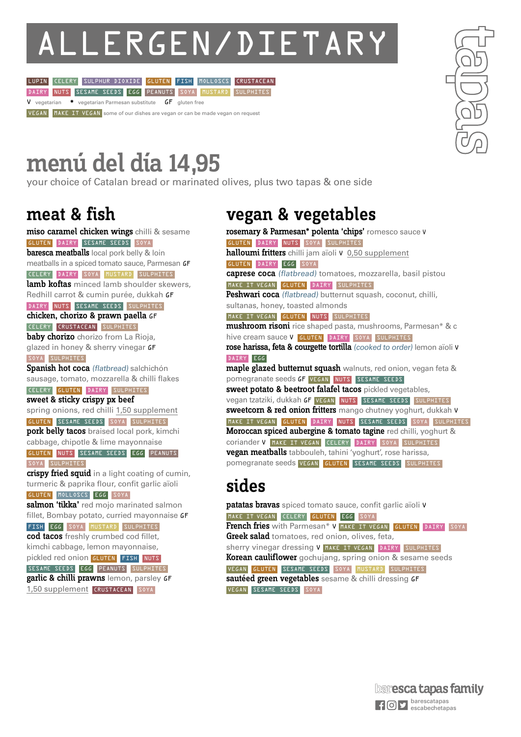# ALLERGEN/DIETARY

LUPIN CELERY SULPHUR DIOXIDE GLUTEN FISH MOLLOSCS CRUSTACEAN
DAIRY NUTS SESAME SEEDS EGG PEANUTS SOYA MUSTARD SULPHITES

V vegetarian * vegetarian Parmesan substitute GF gluten free

VEGAN MAKE IT VEGAN some of our dishes are vegan or can be made vegan on request

tapas

# menú del día 14,95

your choice of Catalan bread or marinated olives, plus two tapas & one side

## meat & fish

**miso caramel chicken wings** chilli & sesame
GLUTEN DAIRY SESAME SEEDS SOYA

**baresca meatballs** local pork belly & loin meatballs in a spiced tomato sauce, Parmesan GF
CELERY DAIRY SOYA MUSTARD SULPHITES

**lamb koftas** minced lamb shoulder skewers, Redhill carrot & cumin purée, dukkah GF
DAIRY NUTS SESAME SEEDS SULPHITES

**chicken, chorizo & prawn paella** GF
CELERY CRUSTACEAN SULPHITES

**baby chorizo** chorizo from La Rioja, glazed in honey & sherry vinegar GF
SOYA SULPHITES

**Spanish hot coca** *(flatbread)* salchichón sausage, tomato, mozzarella & chilli flakes
CELERY GLUTEN DAIRY SULPHITES

**sweet & sticky crispy px beef** spring onions, red chilli 1,50 supplement
GLUTEN SESAME SEEDS SOYA SULPHITES

**pork belly tacos** braised local pork, kimchi cabbage, chipotle & lime mayonnaise
GLUTEN NUTS SESAME SEEDS EGG PEANUTS SOYA SULPHITES

**crispy fried squid** in a light coating of cumin, turmeric & paprika flour, confit garlic aïoli
GLUTEN MOLLOSCS EGG SOYA

**salmon 'tikka'** red mojo marinated salmon fillet, Bombay potato, curried mayonnaise GF
FISH EGG SOYA MUSTARD SULPHITES

**cod tacos** freshly crumbed cod fillet, kimchi cabbage, lemon mayonnaise, pickled red onion GLUTEN FISH NUTS SESAME SEEDS EGG PEANUTS SULPHITES

**garlic & chilli prawns** lemon, parsley GF
1,50 supplement CRUSTACEAN SOYA

## vegan & vegetables

**rosemary & Parmesan* polenta 'chips'** romesco sauce V
GLUTEN DAIRY NUTS SOYA SULPHITES

**halloumi fritters** chilli jam aïoli V 0,50 supplement
GLUTEN DAIRY EGG SOYA

**caprese coca** *(flatbread)* tomatoes, mozzarella, basil pistou
MAKE IT VEGAN GLUTEN DAIRY SULPHITES

**Peshwari coca** *(flatbread)* butternut squash, coconut, chilli, sultanas, honey, toasted almonds
MAKE IT VEGAN GLUTEN NUTS SULPHITES

**mushroom risoni** rice shaped pasta, mushrooms, Parmesan* & c hive cream sauce V GLUTEN DAIRY SOYA SULPHITES

**rose harissa, feta & courgette tortilla** *(cooked to order)* lemon aïoli V
DAIRY EGG

**maple glazed butternut squash** walnuts, red onion, vegan feta & pomegranate seeds GF VEGAN NUTS SESAME SEEDS

**sweet potato & beetroot falafel tacos** pickled vegetables, vegan tzatziki, dukkah GF VEGAN NUTS SESAME SEEDS SULPHITES

**sweetcorn & red onion fritters** mango chutney yoghurt, dukkah V
MAKE IT VEGAN GLUTEN DAIRY NUTS SESAME SEEDS SOYA SULPHITES

**Moroccan spiced aubergine & tomato tagine** red chilli, yoghurt & coriander V MAKE IT VEGAN CELERY DAIRY SOYA SULPHITES

**vegan meatballs** tabbouleh, tahini 'yoghurt', rose harissa, pomegranate seeds VEGAN GLUTEN SESAME SEEDS SULPHITES

## sides

**patatas bravas** spiced tomato sauce, confit garlic aïoli V
MAKE IT VEGAN CELERY GLUTEN EGG SOYA

**French fries** with Parmesan* V MAKE IT VEGAN GLUTEN DAIRY SOYA

**Greek salad** tomatoes, red onion, olives, feta, sherry vinegar dressing V MAKE IT VEGAN DAIRY SULPHITES

**Korean cauliflower** gochujang, spring onion & sesame seeds
VEGAN GLUTEN SESAME SEEDS SOYA MUSTARD SULPHITES

**sautéed green vegetables** sesame & chilli dressing GF
VEGAN SESAME SEEDS SOYA

baresca tapas family

baresca tapas
escabechetapas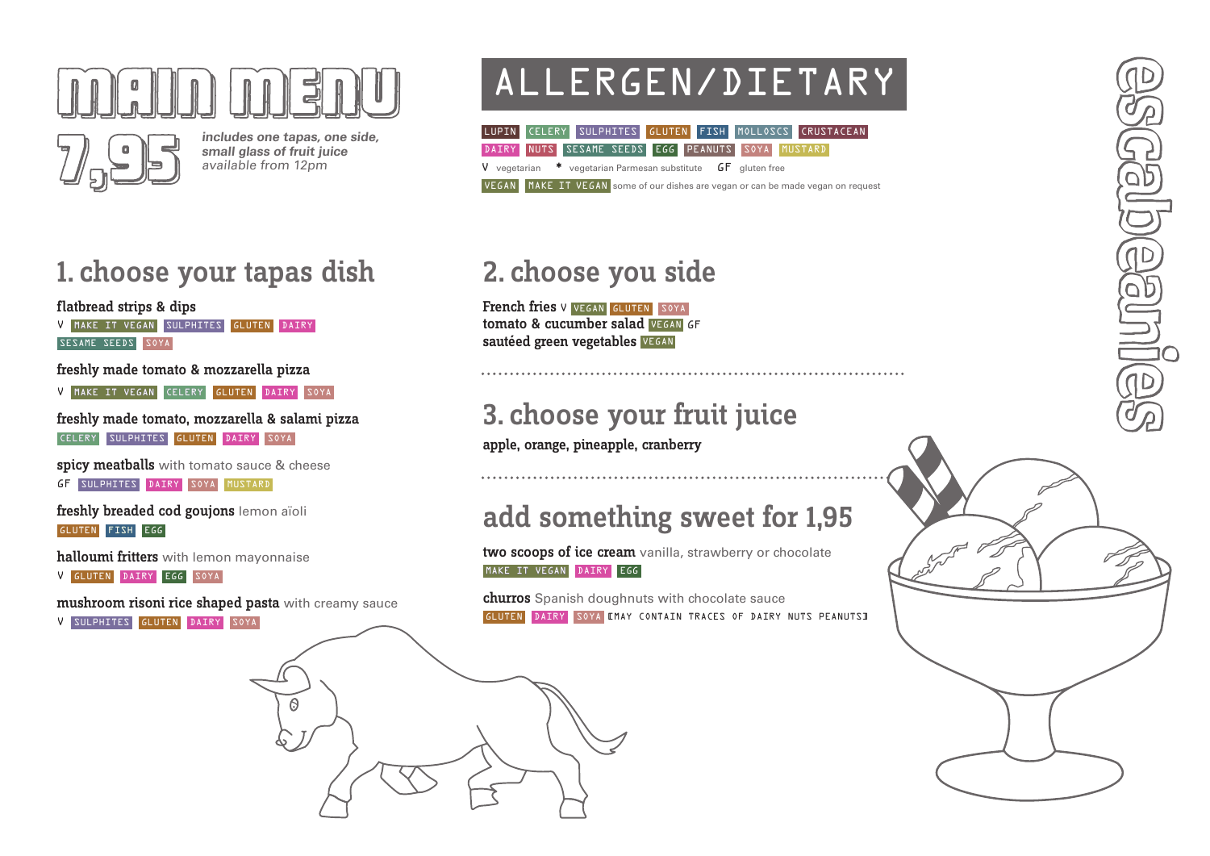# main menu

# 7,95

*includes one tapas, one side, small glass of fruit juice*
*available from 12pm*

# ALLERGEN/DIETARY

LUPIN CELERY SULPHITES GLUTEN FISH MOLLOSCS CRUSTACEAN
DAIRY NUTS SESAME SEEDS EGG PEANUTS SOYA MUSTARD

V vegetarian * vegetarian Parmesan substitute GF gluten free

VEGAN MAKE IT VEGAN some of our dishes are vegan or can be made vegan on request

escabeanies

## 1. choose your tapas dish

**flatbread strips & dips**
V MAKE IT VEGAN SULPHITES GLUTEN DAIRY SESAME SEEDS SOYA

**freshly made tomato & mozzarella pizza**
V MAKE IT VEGAN CELERY GLUTEN DAIRY SOYA

**freshly made tomato, mozzarella & salami pizza**
CELERY SULPHITES GLUTEN DAIRY SOYA

**spicy meatballs** with tomato sauce & cheese
GF SULPHITES DAIRY SOYA MUSTARD

**freshly breaded cod goujons** lemon aïoli
GLUTEN FISH EGG

**halloumi fritters** with lemon mayonnaise
V GLUTEN DAIRY EGG SOYA

**mushroom risoni rice shaped pasta** with creamy sauce
V SULPHITES GLUTEN DAIRY SOYA

## 2. choose you side

**French fries** V VEGAN GLUTEN SOYA
**tomato & cucumber salad** VEGAN GF
**sautéed green vegetables** VEGAN

## 3. choose your fruit juice

**apple, orange, pineapple, cranberry**

## add something sweet for 1,95

**two scoops of ice cream** vanilla, strawberry or chocolate
MAKE IT VEGAN DAIRY EGG

**churros** Spanish doughnuts with chocolate sauce
GLUTEN DAIRY SOYA [MAY CONTAIN TRACES OF DAIRY NUTS PEANUTS]